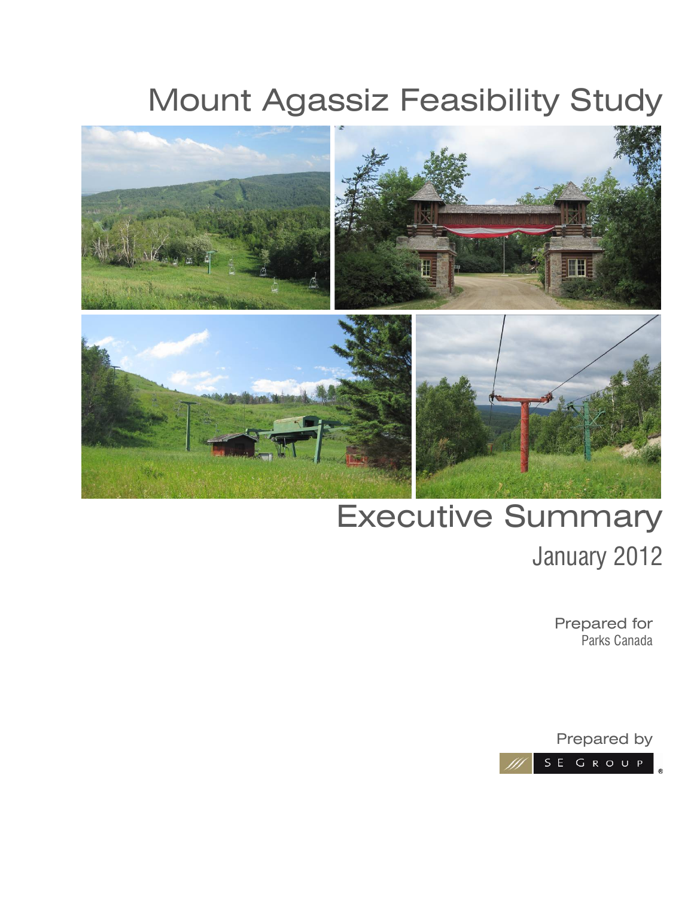# Mount Agassiz Feasibility Study

## Executive Summary

January 2012

Prepared for
Parks Canada

Prepared by
SE GROUP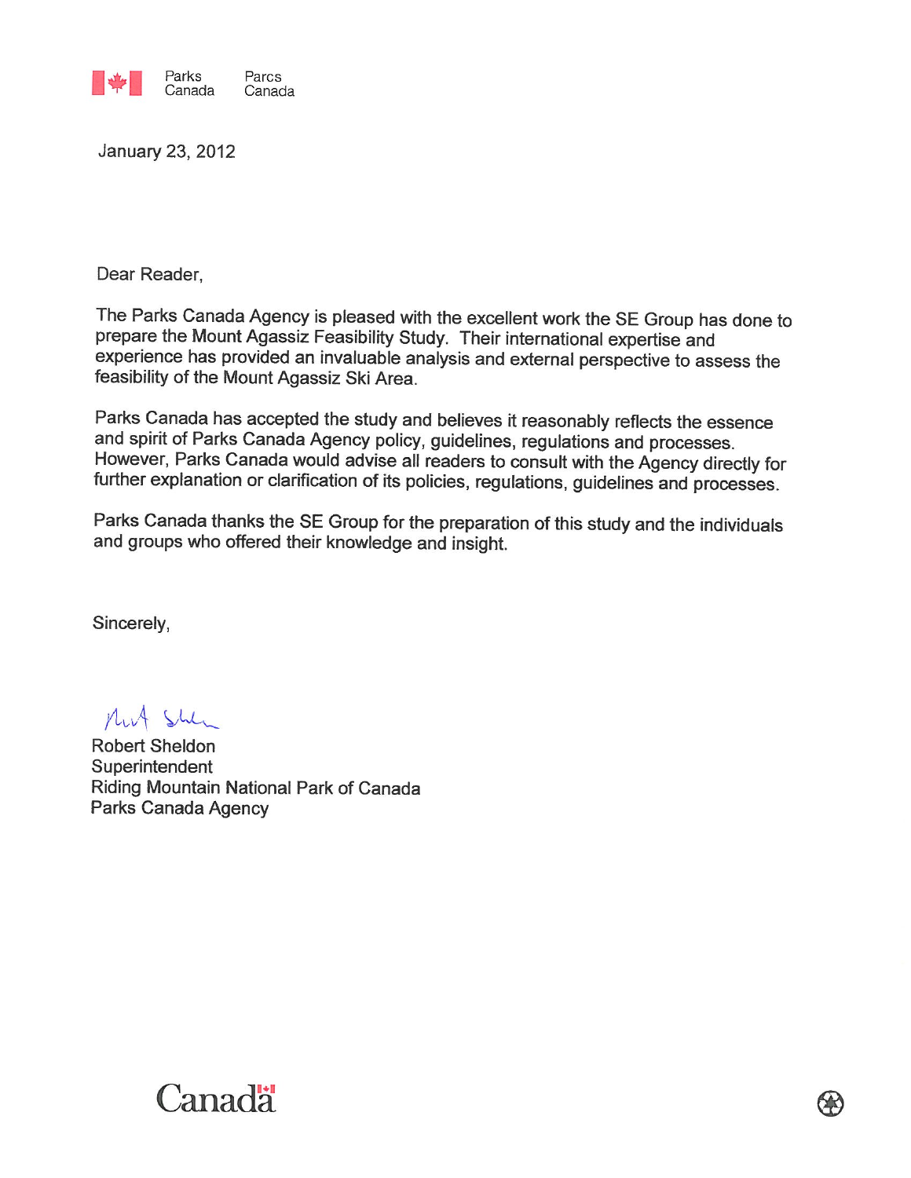Parks Canada Parcs Canada

January 23, 2012

Dear Reader,

The Parks Canada Agency is pleased with the excellent work the SE Group has done to prepare the Mount Agassiz Feasibility Study. Their international expertise and experience has provided an invaluable analysis and external perspective to assess the feasibility of the Mount Agassiz Ski Area.

Parks Canada has accepted the study and believes it reasonably reflects the essence and spirit of Parks Canada Agency policy, guidelines, regulations and processes. However, Parks Canada would advise all readers to consult with the Agency directly for further explanation or clarification of its policies, regulations, guidelines and processes.

Parks Canada thanks the SE Group for the preparation of this study and the individuals and groups who offered their knowledge and insight.

Sincerely,

Robert Sheldon
Superintendent
Riding Mountain National Park of Canada
Parks Canada Agency

Canada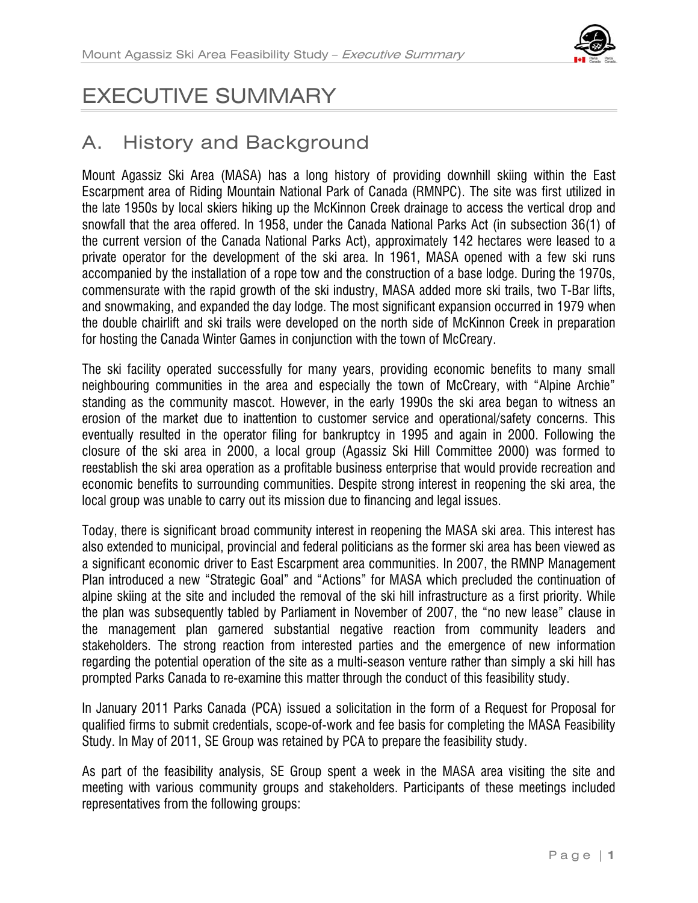# EXECUTIVE SUMMARY

## A. History and Background

Mount Agassiz Ski Area (MASA) has a long history of providing downhill skiing within the East Escarpment area of Riding Mountain National Park of Canada (RMNPC). The site was first utilized in the late 1950s by local skiers hiking up the McKinnon Creek drainage to access the vertical drop and snowfall that the area offered. In 1958, under the Canada National Parks Act (in subsection 36(1) of the current version of the Canada National Parks Act), approximately 142 hectares were leased to a private operator for the development of the ski area. In 1961, MASA opened with a few ski runs accompanied by the installation of a rope tow and the construction of a base lodge. During the 1970s, commensurate with the rapid growth of the ski industry, MASA added more ski trails, two T-Bar lifts, and snowmaking, and expanded the day lodge. The most significant expansion occurred in 1979 when the double chairlift and ski trails were developed on the north side of McKinnon Creek in preparation for hosting the Canada Winter Games in conjunction with the town of McCreary.

The ski facility operated successfully for many years, providing economic benefits to many small neighbouring communities in the area and especially the town of McCreary, with "Alpine Archie" standing as the community mascot. However, in the early 1990s the ski area began to witness an erosion of the market due to inattention to customer service and operational/safety concerns. This eventually resulted in the operator filing for bankruptcy in 1995 and again in 2000. Following the closure of the ski area in 2000, a local group (Agassiz Ski Hill Committee 2000) was formed to reestablish the ski area operation as a profitable business enterprise that would provide recreation and economic benefits to surrounding communities. Despite strong interest in reopening the ski area, the local group was unable to carry out its mission due to financing and legal issues.

Today, there is significant broad community interest in reopening the MASA ski area. This interest has also extended to municipal, provincial and federal politicians as the former ski area has been viewed as a significant economic driver to East Escarpment area communities. In 2007, the RMNP Management Plan introduced a new "Strategic Goal" and "Actions" for MASA which precluded the continuation of alpine skiing at the site and included the removal of the ski hill infrastructure as a first priority. While the plan was subsequently tabled by Parliament in November of 2007, the "no new lease" clause in the management plan garnered substantial negative reaction from community leaders and stakeholders. The strong reaction from interested parties and the emergence of new information regarding the potential operation of the site as a multi-season venture rather than simply a ski hill has prompted Parks Canada to re-examine this matter through the conduct of this feasibility study.

In January 2011 Parks Canada (PCA) issued a solicitation in the form of a Request for Proposal for qualified firms to submit credentials, scope-of-work and fee basis for completing the MASA Feasibility Study. In May of 2011, SE Group was retained by PCA to prepare the feasibility study.

As part of the feasibility analysis, SE Group spent a week in the MASA area visiting the site and meeting with various community groups and stakeholders. Participants of these meetings included representatives from the following groups: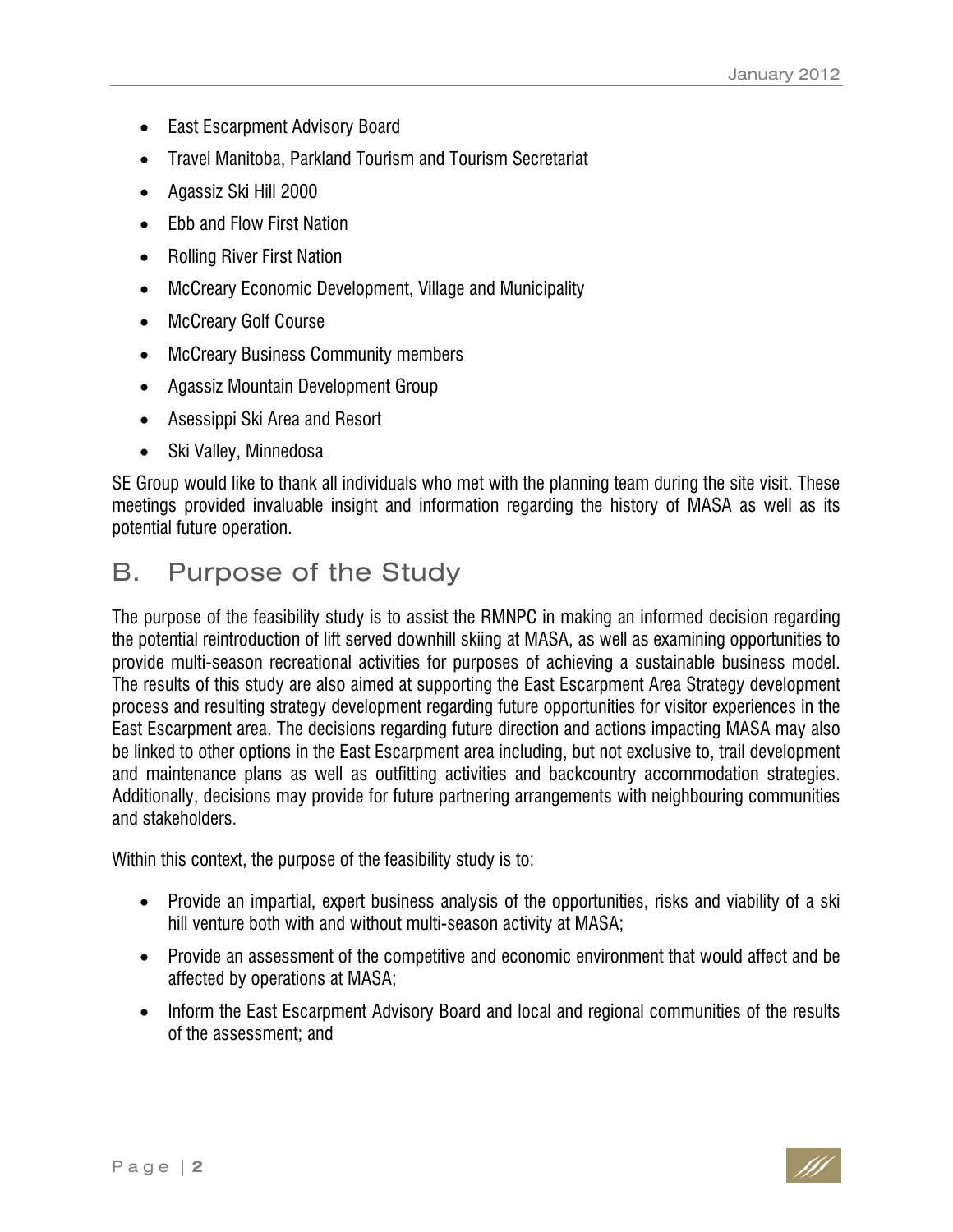- East Escarpment Advisory Board
- Travel Manitoba, Parkland Tourism and Tourism Secretariat
- Agassiz Ski Hill 2000
- Ebb and Flow First Nation
- Rolling River First Nation
- McCreary Economic Development, Village and Municipality
- McCreary Golf Course
- McCreary Business Community members
- Agassiz Mountain Development Group
- Asessippi Ski Area and Resort
- Ski Valley, Minnedosa

SE Group would like to thank all individuals who met with the planning team during the site visit. These meetings provided invaluable insight and information regarding the history of MASA as well as its potential future operation.

## B. Purpose of the Study

The purpose of the feasibility study is to assist the RMNPC in making an informed decision regarding the potential reintroduction of lift served downhill skiing at MASA, as well as examining opportunities to provide multi-season recreational activities for purposes of achieving a sustainable business model. The results of this study are also aimed at supporting the East Escarpment Area Strategy development process and resulting strategy development regarding future opportunities for visitor experiences in the East Escarpment area. The decisions regarding future direction and actions impacting MASA may also be linked to other options in the East Escarpment area including, but not exclusive to, trail development and maintenance plans as well as outfitting activities and backcountry accommodation strategies. Additionally, decisions may provide for future partnering arrangements with neighbouring communities and stakeholders.

Within this context, the purpose of the feasibility study is to:

- Provide an impartial, expert business analysis of the opportunities, risks and viability of a ski hill venture both with and without multi-season activity at MASA;
- Provide an assessment of the competitive and economic environment that would affect and be affected by operations at MASA;
- Inform the East Escarpment Advisory Board and local and regional communities of the results of the assessment; and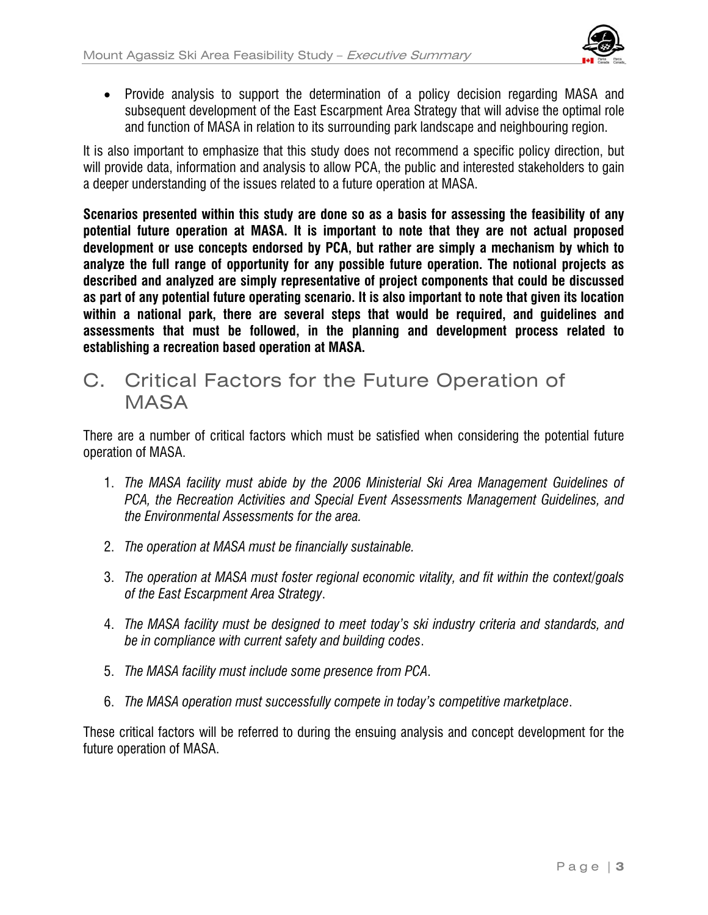- Provide analysis to support the determination of a policy decision regarding MASA and subsequent development of the East Escarpment Area Strategy that will advise the optimal role and function of MASA in relation to its surrounding park landscape and neighbouring region.

It is also important to emphasize that this study does not recommend a specific policy direction, but will provide data, information and analysis to allow PCA, the public and interested stakeholders to gain a deeper understanding of the issues related to a future operation at MASA.

**Scenarios presented within this study are done so as a basis for assessing the feasibility of any potential future operation at MASA. It is important to note that they are not actual proposed development or use concepts endorsed by PCA, but rather are simply a mechanism by which to analyze the full range of opportunity for any possible future operation. The notional projects as described and analyzed are simply representative of project components that could be discussed as part of any potential future operating scenario. It is also important to note that given its location within a national park, there are several steps that would be required, and guidelines and assessments that must be followed, in the planning and development process related to establishing a recreation based operation at MASA.**

## C. Critical Factors for the Future Operation of MASA

There are a number of critical factors which must be satisfied when considering the potential future operation of MASA.

1. *The MASA facility must abide by the 2006 Ministerial Ski Area Management Guidelines of PCA, the Recreation Activities and Special Event Assessments Management Guidelines, and the Environmental Assessments for the area.*

2. *The operation at MASA must be financially sustainable.*

3. *The operation at MASA must foster regional economic vitality, and fit within the context/goals of the East Escarpment Area Strategy*.

4. *The MASA facility must be designed to meet today's ski industry criteria and standards, and be in compliance with current safety and building codes*.

5. *The MASA facility must include some presence from PCA*.

6. *The MASA operation must successfully compete in today's competitive marketplace*.

These critical factors will be referred to during the ensuing analysis and concept development for the future operation of MASA.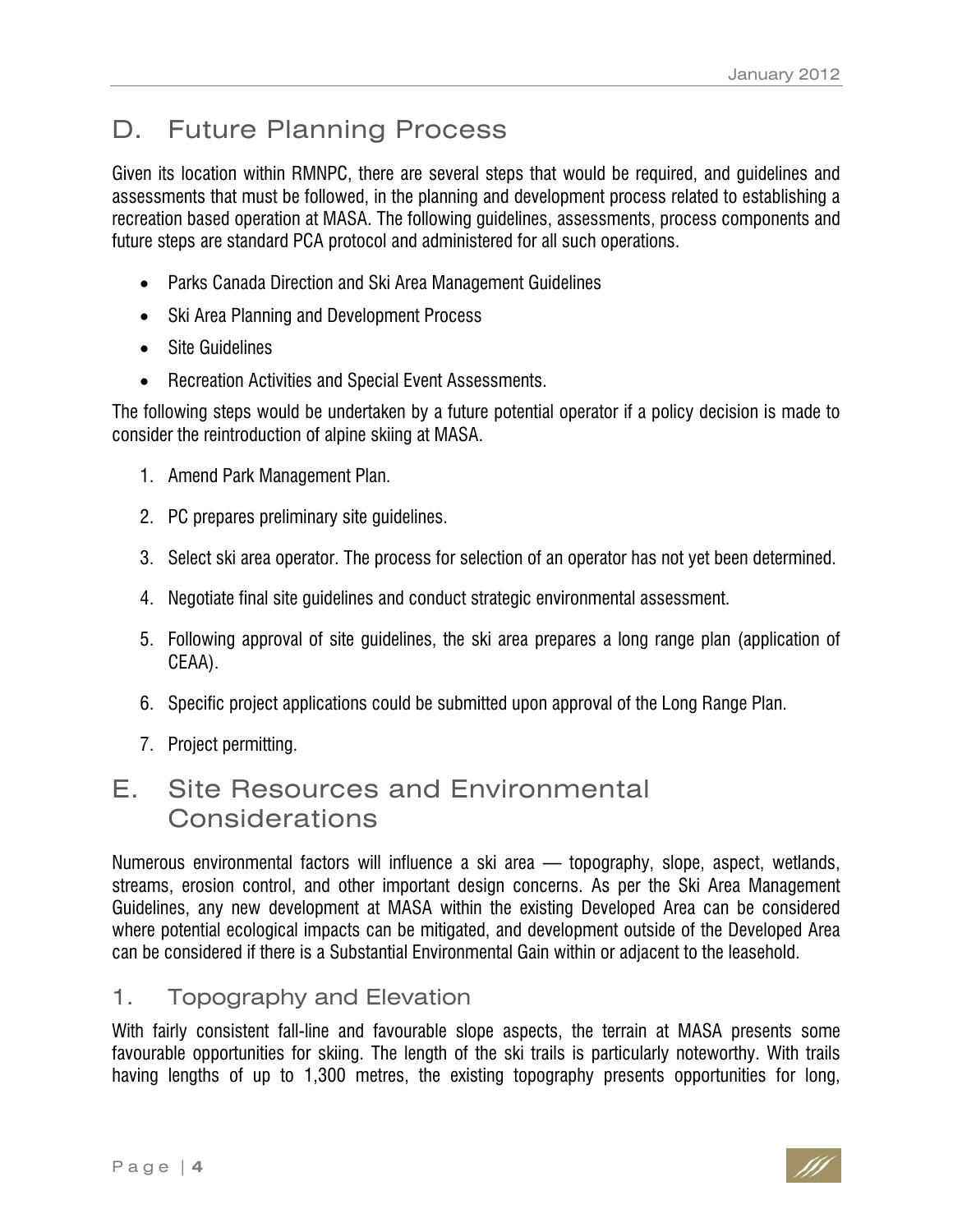## D. Future Planning Process

Given its location within RMNPC, there are several steps that would be required, and guidelines and assessments that must be followed, in the planning and development process related to establishing a recreation based operation at MASA. The following guidelines, assessments, process components and future steps are standard PCA protocol and administered for all such operations.

- Parks Canada Direction and Ski Area Management Guidelines
- Ski Area Planning and Development Process
- Site Guidelines
- Recreation Activities and Special Event Assessments.

The following steps would be undertaken by a future potential operator if a policy decision is made to consider the reintroduction of alpine skiing at MASA.

1. Amend Park Management Plan.
2. PC prepares preliminary site guidelines.
3. Select ski area operator. The process for selection of an operator has not yet been determined.
4. Negotiate final site guidelines and conduct strategic environmental assessment.
5. Following approval of site guidelines, the ski area prepares a long range plan (application of CEAA).
6. Specific project applications could be submitted upon approval of the Long Range Plan.
7. Project permitting.

## E. Site Resources and Environmental Considerations

Numerous environmental factors will influence a ski area — topography, slope, aspect, wetlands, streams, erosion control, and other important design concerns. As per the Ski Area Management Guidelines, any new development at MASA within the existing Developed Area can be considered where potential ecological impacts can be mitigated, and development outside of the Developed Area can be considered if there is a Substantial Environmental Gain within or adjacent to the leasehold.

### 1. Topography and Elevation

With fairly consistent fall-line and favourable slope aspects, the terrain at MASA presents some favourable opportunities for skiing. The length of the ski trails is particularly noteworthy. With trails having lengths of up to 1,300 metres, the existing topography presents opportunities for long,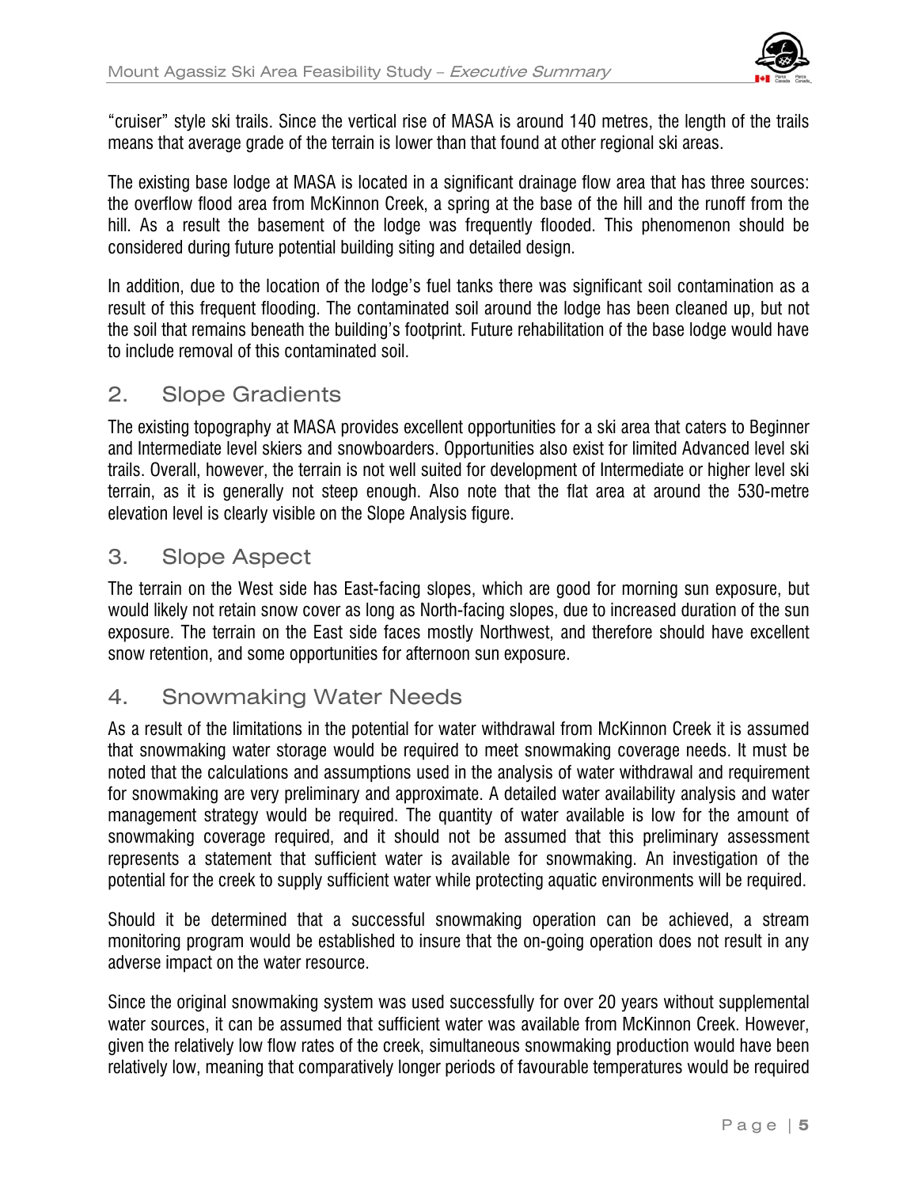"cruiser" style ski trails. Since the vertical rise of MASA is around 140 metres, the length of the trails means that average grade of the terrain is lower than that found at other regional ski areas.

The existing base lodge at MASA is located in a significant drainage flow area that has three sources: the overflow flood area from McKinnon Creek, a spring at the base of the hill and the runoff from the hill. As a result the basement of the lodge was frequently flooded. This phenomenon should be considered during future potential building siting and detailed design.

In addition, due to the location of the lodge's fuel tanks there was significant soil contamination as a result of this frequent flooding. The contaminated soil around the lodge has been cleaned up, but not the soil that remains beneath the building's footprint. Future rehabilitation of the base lodge would have to include removal of this contaminated soil.

## 2. Slope Gradients

The existing topography at MASA provides excellent opportunities for a ski area that caters to Beginner and Intermediate level skiers and snowboarders. Opportunities also exist for limited Advanced level ski trails. Overall, however, the terrain is not well suited for development of Intermediate or higher level ski terrain, as it is generally not steep enough. Also note that the flat area at around the 530-metre elevation level is clearly visible on the Slope Analysis figure.

## 3. Slope Aspect

The terrain on the West side has East-facing slopes, which are good for morning sun exposure, but would likely not retain snow cover as long as North-facing slopes, due to increased duration of the sun exposure. The terrain on the East side faces mostly Northwest, and therefore should have excellent snow retention, and some opportunities for afternoon sun exposure.

## 4. Snowmaking Water Needs

As a result of the limitations in the potential for water withdrawal from McKinnon Creek it is assumed that snowmaking water storage would be required to meet snowmaking coverage needs. It must be noted that the calculations and assumptions used in the analysis of water withdrawal and requirement for snowmaking are very preliminary and approximate. A detailed water availability analysis and water management strategy would be required. The quantity of water available is low for the amount of snowmaking coverage required, and it should not be assumed that this preliminary assessment represents a statement that sufficient water is available for snowmaking. An investigation of the potential for the creek to supply sufficient water while protecting aquatic environments will be required.

Should it be determined that a successful snowmaking operation can be achieved, a stream monitoring program would be established to insure that the on-going operation does not result in any adverse impact on the water resource.

Since the original snowmaking system was used successfully for over 20 years without supplemental water sources, it can be assumed that sufficient water was available from McKinnon Creek. However, given the relatively low flow rates of the creek, simultaneous snowmaking production would have been relatively low, meaning that comparatively longer periods of favourable temperatures would be required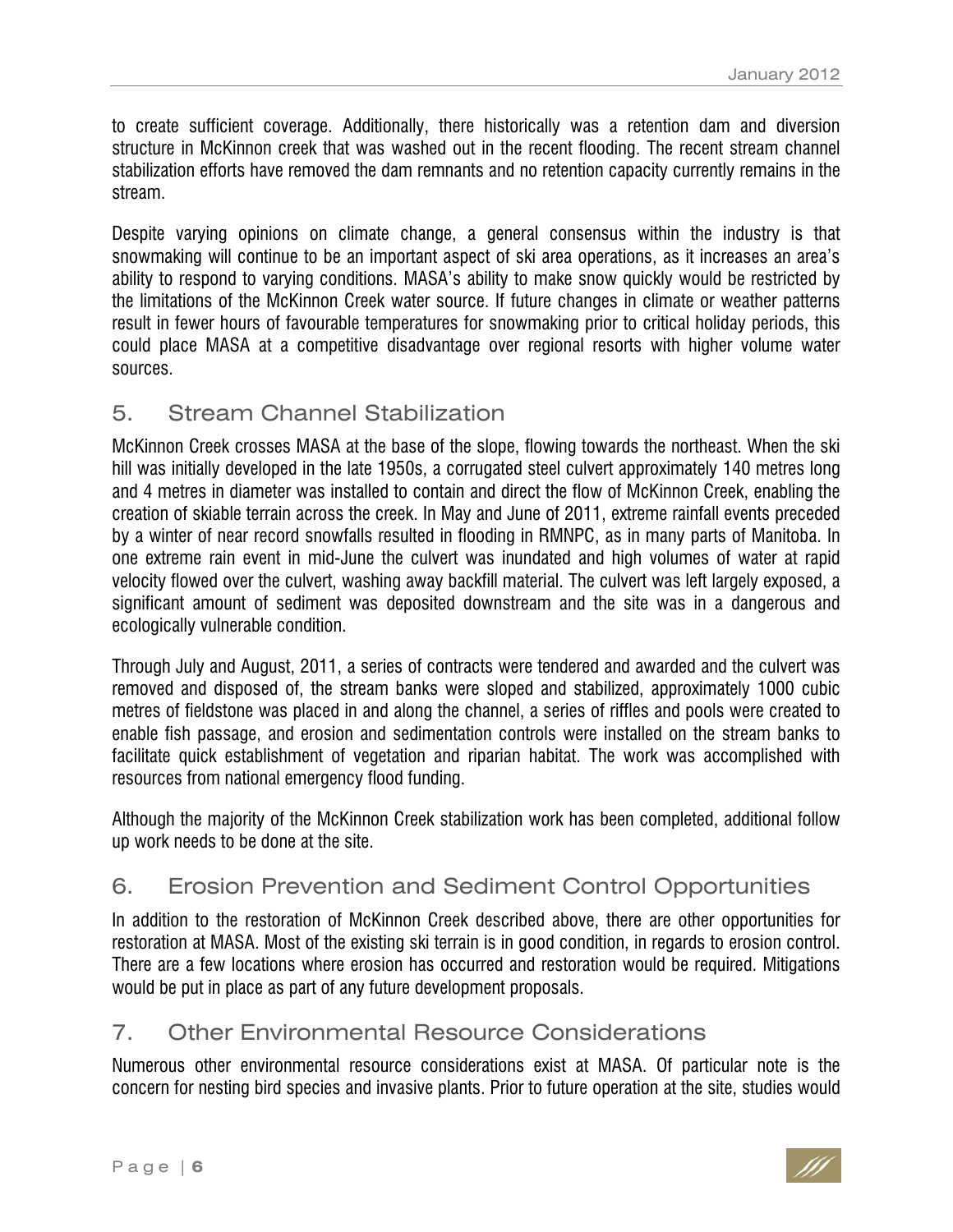to create sufficient coverage. Additionally, there historically was a retention dam and diversion structure in McKinnon creek that was washed out in the recent flooding. The recent stream channel stabilization efforts have removed the dam remnants and no retention capacity currently remains in the stream.

Despite varying opinions on climate change, a general consensus within the industry is that snowmaking will continue to be an important aspect of ski area operations, as it increases an area's ability to respond to varying conditions. MASA's ability to make snow quickly would be restricted by the limitations of the McKinnon Creek water source. If future changes in climate or weather patterns result in fewer hours of favourable temperatures for snowmaking prior to critical holiday periods, this could place MASA at a competitive disadvantage over regional resorts with higher volume water sources.

## 5. Stream Channel Stabilization

McKinnon Creek crosses MASA at the base of the slope, flowing towards the northeast. When the ski hill was initially developed in the late 1950s, a corrugated steel culvert approximately 140 metres long and 4 metres in diameter was installed to contain and direct the flow of McKinnon Creek, enabling the creation of skiable terrain across the creek. In May and June of 2011, extreme rainfall events preceded by a winter of near record snowfalls resulted in flooding in RMNPC, as in many parts of Manitoba. In one extreme rain event in mid-June the culvert was inundated and high volumes of water at rapid velocity flowed over the culvert, washing away backfill material. The culvert was left largely exposed, a significant amount of sediment was deposited downstream and the site was in a dangerous and ecologically vulnerable condition.

Through July and August, 2011, a series of contracts were tendered and awarded and the culvert was removed and disposed of, the stream banks were sloped and stabilized, approximately 1000 cubic metres of fieldstone was placed in and along the channel, a series of riffles and pools were created to enable fish passage, and erosion and sedimentation controls were installed on the stream banks to facilitate quick establishment of vegetation and riparian habitat. The work was accomplished with resources from national emergency flood funding.

Although the majority of the McKinnon Creek stabilization work has been completed, additional follow up work needs to be done at the site.

## 6. Erosion Prevention and Sediment Control Opportunities

In addition to the restoration of McKinnon Creek described above, there are other opportunities for restoration at MASA. Most of the existing ski terrain is in good condition, in regards to erosion control. There are a few locations where erosion has occurred and restoration would be required. Mitigations would be put in place as part of any future development proposals.

## 7. Other Environmental Resource Considerations

Numerous other environmental resource considerations exist at MASA. Of particular note is the concern for nesting bird species and invasive plants. Prior to future operation at the site, studies would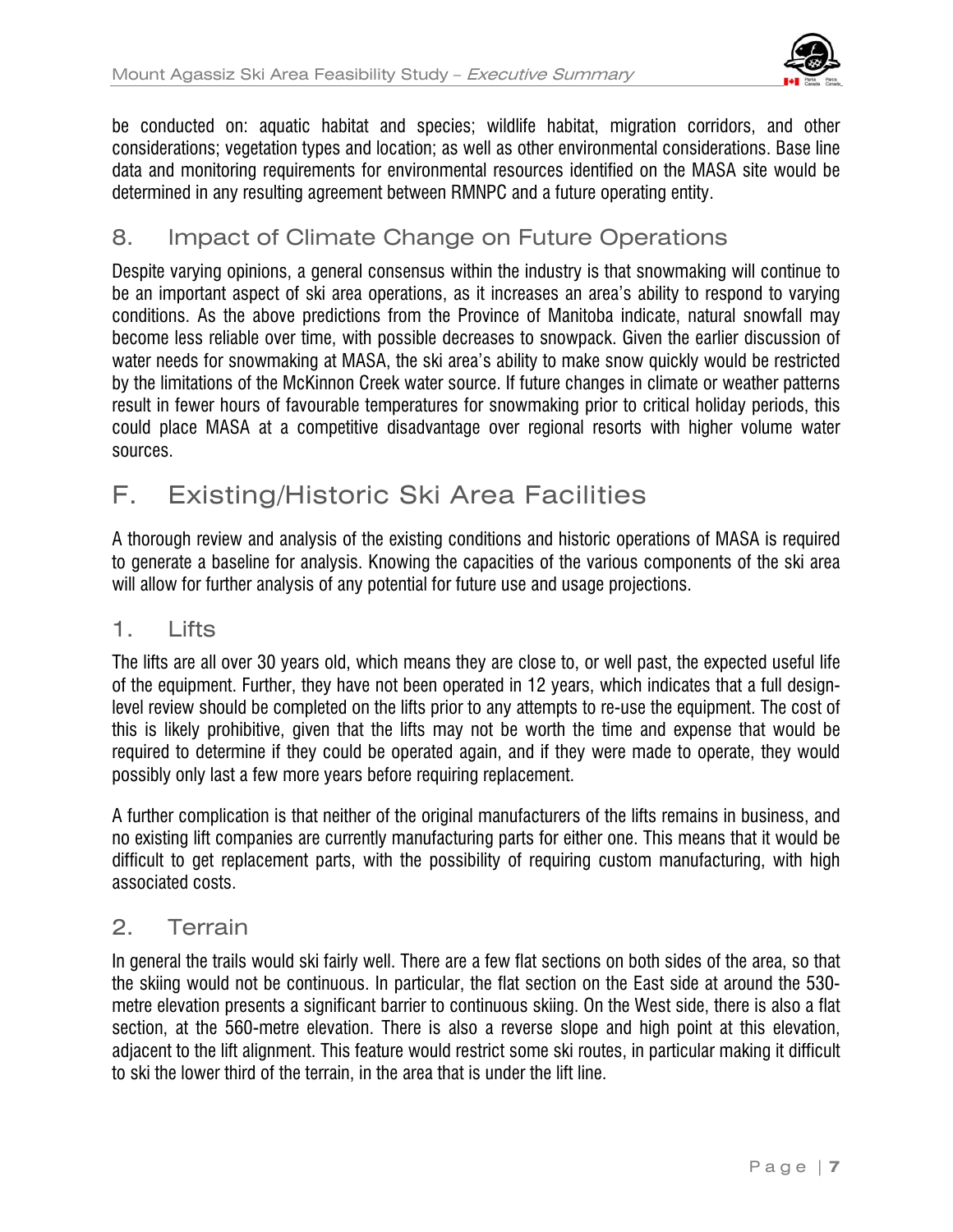be conducted on: aquatic habitat and species; wildlife habitat, migration corridors, and other considerations; vegetation types and location; as well as other environmental considerations. Base line data and monitoring requirements for environmental resources identified on the MASA site would be determined in any resulting agreement between RMNPC and a future operating entity.

### 8. Impact of Climate Change on Future Operations

Despite varying opinions, a general consensus within the industry is that snowmaking will continue to be an important aspect of ski area operations, as it increases an area's ability to respond to varying conditions. As the above predictions from the Province of Manitoba indicate, natural snowfall may become less reliable over time, with possible decreases to snowpack. Given the earlier discussion of water needs for snowmaking at MASA, the ski area's ability to make snow quickly would be restricted by the limitations of the McKinnon Creek water source. If future changes in climate or weather patterns result in fewer hours of favourable temperatures for snowmaking prior to critical holiday periods, this could place MASA at a competitive disadvantage over regional resorts with higher volume water sources.

## F. Existing/Historic Ski Area Facilities

A thorough review and analysis of the existing conditions and historic operations of MASA is required to generate a baseline for analysis. Knowing the capacities of the various components of the ski area will allow for further analysis of any potential for future use and usage projections.

### 1. Lifts

The lifts are all over 30 years old, which means they are close to, or well past, the expected useful life of the equipment. Further, they have not been operated in 12 years, which indicates that a full design-level review should be completed on the lifts prior to any attempts to re-use the equipment. The cost of this is likely prohibitive, given that the lifts may not be worth the time and expense that would be required to determine if they could be operated again, and if they were made to operate, they would possibly only last a few more years before requiring replacement.

A further complication is that neither of the original manufacturers of the lifts remains in business, and no existing lift companies are currently manufacturing parts for either one. This means that it would be difficult to get replacement parts, with the possibility of requiring custom manufacturing, with high associated costs.

### 2. Terrain

In general the trails would ski fairly well. There are a few flat sections on both sides of the area, so that the skiing would not be continuous. In particular, the flat section on the East side at around the 530-metre elevation presents a significant barrier to continuous skiing. On the West side, there is also a flat section, at the 560-metre elevation. There is also a reverse slope and high point at this elevation, adjacent to the lift alignment. This feature would restrict some ski routes, in particular making it difficult to ski the lower third of the terrain, in the area that is under the lift line.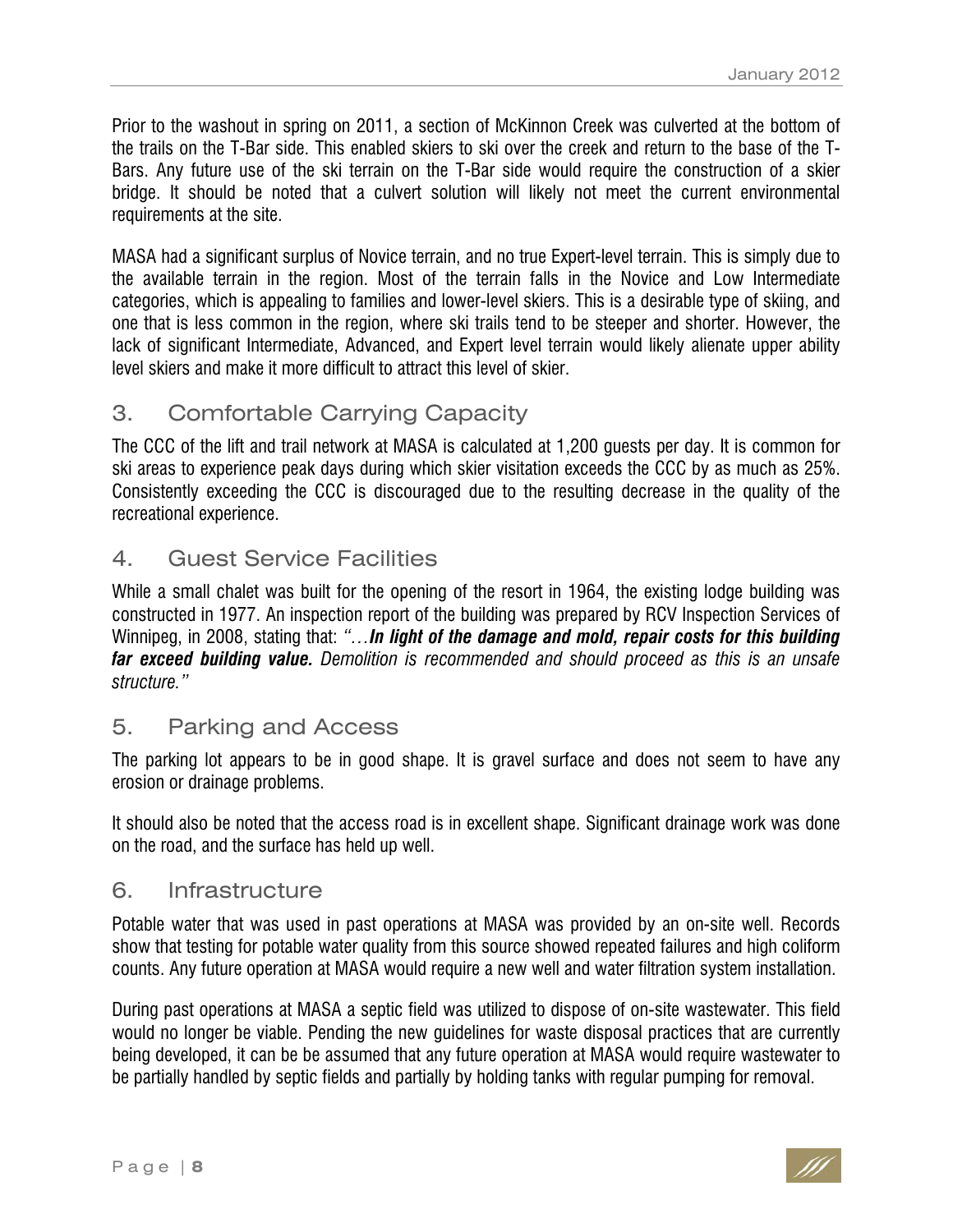Prior to the washout in spring on 2011, a section of McKinnon Creek was culverted at the bottom of the trails on the T-Bar side. This enabled skiers to ski over the creek and return to the base of the T-Bars. Any future use of the ski terrain on the T-Bar side would require the construction of a skier bridge. It should be noted that a culvert solution will likely not meet the current environmental requirements at the site.

MASA had a significant surplus of Novice terrain, and no true Expert-level terrain. This is simply due to the available terrain in the region. Most of the terrain falls in the Novice and Low Intermediate categories, which is appealing to families and lower-level skiers. This is a desirable type of skiing, and one that is less common in the region, where ski trails tend to be steeper and shorter. However, the lack of significant Intermediate, Advanced, and Expert level terrain would likely alienate upper ability level skiers and make it more difficult to attract this level of skier.

## 3. Comfortable Carrying Capacity

The CCC of the lift and trail network at MASA is calculated at 1,200 guests per day. It is common for ski areas to experience peak days during which skier visitation exceeds the CCC by as much as 25%. Consistently exceeding the CCC is discouraged due to the resulting decrease in the quality of the recreational experience.

## 4. Guest Service Facilities

While a small chalet was built for the opening of the resort in 1964, the existing lodge building was constructed in 1977. An inspection report of the building was prepared by RCV Inspection Services of Winnipeg, in 2008, stating that: *"…**In light of the damage and mold, repair costs for this building far exceed building value.** Demolition is recommended and should proceed as this is an unsafe structure."*

## 5. Parking and Access

The parking lot appears to be in good shape. It is gravel surface and does not seem to have any erosion or drainage problems.

It should also be noted that the access road is in excellent shape. Significant drainage work was done on the road, and the surface has held up well.

## 6. Infrastructure

Potable water that was used in past operations at MASA was provided by an on-site well. Records show that testing for potable water quality from this source showed repeated failures and high coliform counts. Any future operation at MASA would require a new well and water filtration system installation.

During past operations at MASA a septic field was utilized to dispose of on-site wastewater. This field would no longer be viable. Pending the new guidelines for waste disposal practices that are currently being developed, it can be be assumed that any future operation at MASA would require wastewater to be partially handled by septic fields and partially by holding tanks with regular pumping for removal.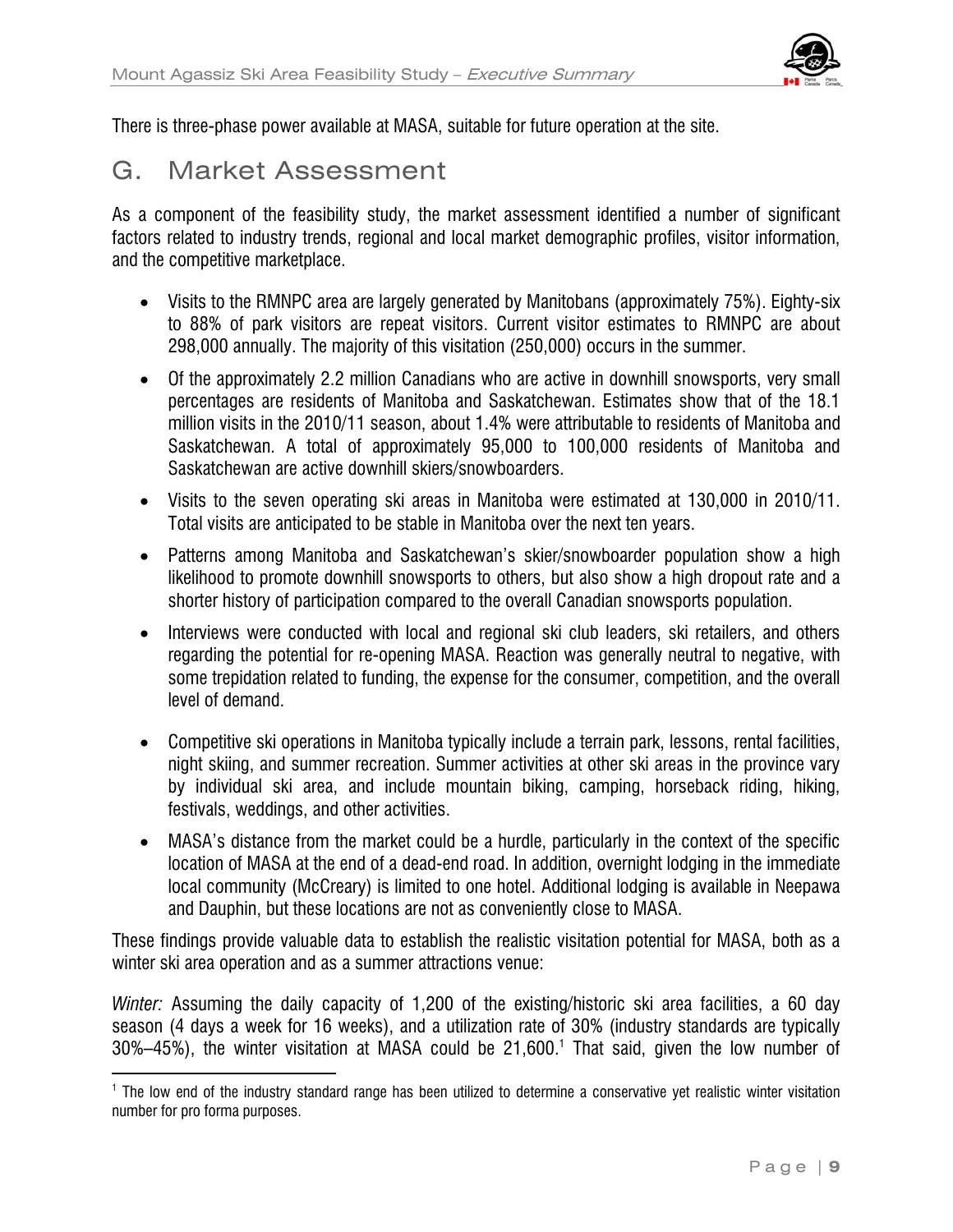There is three-phase power available at MASA, suitable for future operation at the site.

## G. Market Assessment

As a component of the feasibility study, the market assessment identified a number of significant factors related to industry trends, regional and local market demographic profiles, visitor information, and the competitive marketplace.

- Visits to the RMNPC area are largely generated by Manitobans (approximately 75%). Eighty-six to 88% of park visitors are repeat visitors. Current visitor estimates to RMNPC are about 298,000 annually. The majority of this visitation (250,000) occurs in the summer.
- Of the approximately 2.2 million Canadians who are active in downhill snowsports, very small percentages are residents of Manitoba and Saskatchewan. Estimates show that of the 18.1 million visits in the 2010/11 season, about 1.4% were attributable to residents of Manitoba and Saskatchewan. A total of approximately 95,000 to 100,000 residents of Manitoba and Saskatchewan are active downhill skiers/snowboarders.
- Visits to the seven operating ski areas in Manitoba were estimated at 130,000 in 2010/11. Total visits are anticipated to be stable in Manitoba over the next ten years.
- Patterns among Manitoba and Saskatchewan's skier/snowboarder population show a high likelihood to promote downhill snowsports to others, but also show a high dropout rate and a shorter history of participation compared to the overall Canadian snowsports population.
- Interviews were conducted with local and regional ski club leaders, ski retailers, and others regarding the potential for re-opening MASA. Reaction was generally neutral to negative, with some trepidation related to funding, the expense for the consumer, competition, and the overall level of demand.
- Competitive ski operations in Manitoba typically include a terrain park, lessons, rental facilities, night skiing, and summer recreation. Summer activities at other ski areas in the province vary by individual ski area, and include mountain biking, camping, horseback riding, hiking, festivals, weddings, and other activities.
- MASA's distance from the market could be a hurdle, particularly in the context of the specific location of MASA at the end of a dead-end road. In addition, overnight lodging in the immediate local community (McCreary) is limited to one hotel. Additional lodging is available in Neepawa and Dauphin, but these locations are not as conveniently close to MASA.

These findings provide valuable data to establish the realistic visitation potential for MASA, both as a winter ski area operation and as a summer attractions venue:

*Winter:* Assuming the daily capacity of 1,200 of the existing/historic ski area facilities, a 60 day season (4 days a week for 16 weeks), and a utilization rate of 30% (industry standards are typically 30%–45%), the winter visitation at MASA could be 21,600.[1] That said, given the low number of

[1] The low end of the industry standard range has been utilized to determine a conservative yet realistic winter visitation number for pro forma purposes.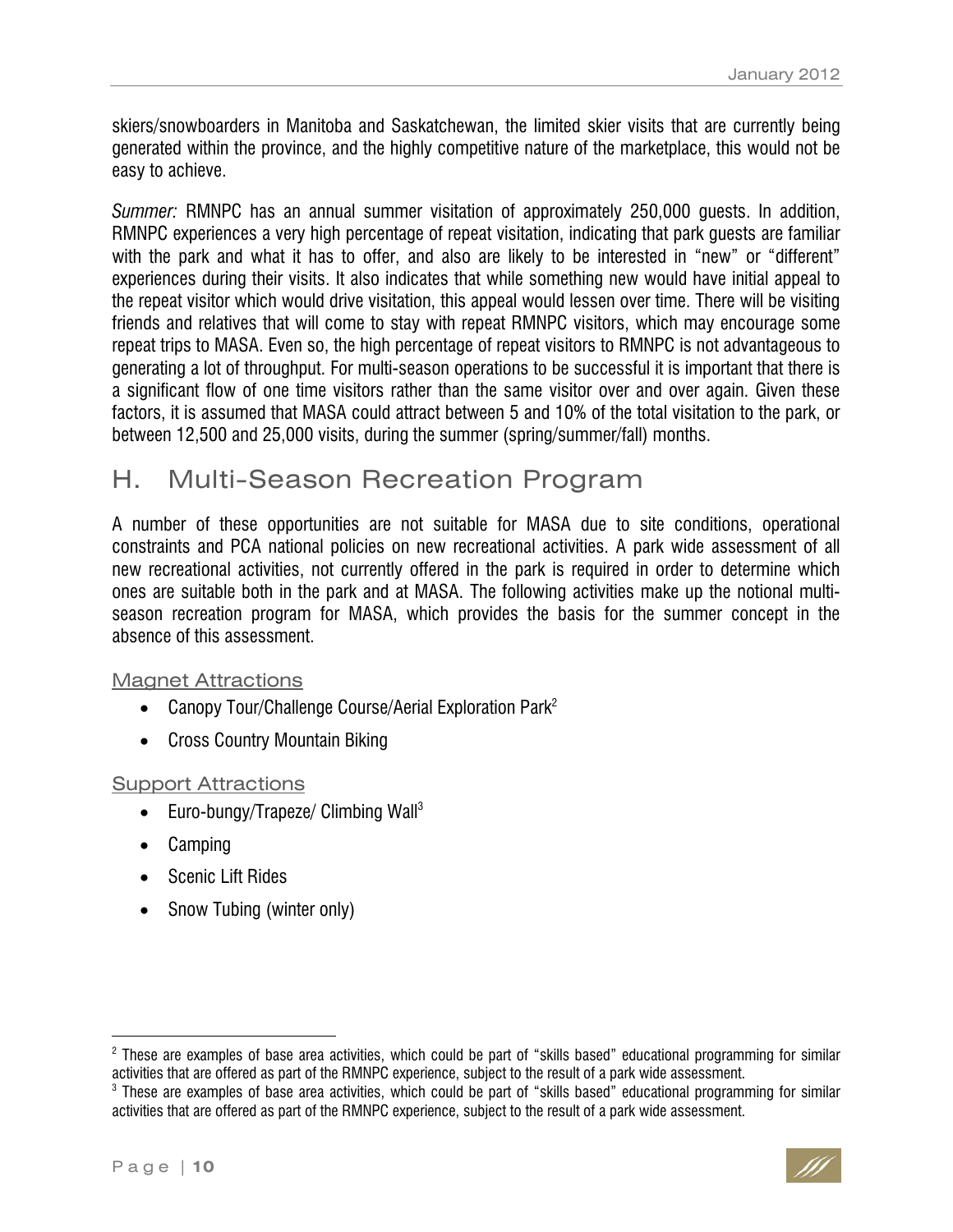skiers/snowboarders in Manitoba and Saskatchewan, the limited skier visits that are currently being generated within the province, and the highly competitive nature of the marketplace, this would not be easy to achieve.

*Summer:* RMNPC has an annual summer visitation of approximately 250,000 guests. In addition, RMNPC experiences a very high percentage of repeat visitation, indicating that park guests are familiar with the park and what it has to offer, and also are likely to be interested in "new" or "different" experiences during their visits. It also indicates that while something new would have initial appeal to the repeat visitor which would drive visitation, this appeal would lessen over time. There will be visiting friends and relatives that will come to stay with repeat RMNPC visitors, which may encourage some repeat trips to MASA. Even so, the high percentage of repeat visitors to RMNPC is not advantageous to generating a lot of throughput. For multi-season operations to be successful it is important that there is a significant flow of one time visitors rather than the same visitor over and over again. Given these factors, it is assumed that MASA could attract between 5 and 10% of the total visitation to the park, or between 12,500 and 25,000 visits, during the summer (spring/summer/fall) months.

## H. Multi-Season Recreation Program

A number of these opportunities are not suitable for MASA due to site conditions, operational constraints and PCA national policies on new recreational activities. A park wide assessment of all new recreational activities, not currently offered in the park is required in order to determine which ones are suitable both in the park and at MASA. The following activities make up the notional multi-season recreation program for MASA, which provides the basis for the summer concept in the absence of this assessment.

### Magnet Attractions

- Canopy Tour/Challenge Course/Aerial Exploration Park[2]
- Cross Country Mountain Biking

### Support Attractions

- Euro-bungy/Trapeze/ Climbing Wall[3]
- Camping
- Scenic Lift Rides
- Snow Tubing (winter only)

[2] These are examples of base area activities, which could be part of "skills based" educational programming for similar activities that are offered as part of the RMNPC experience, subject to the result of a park wide assessment.

[3] These are examples of base area activities, which could be part of "skills based" educational programming for similar activities that are offered as part of the RMNPC experience, subject to the result of a park wide assessment.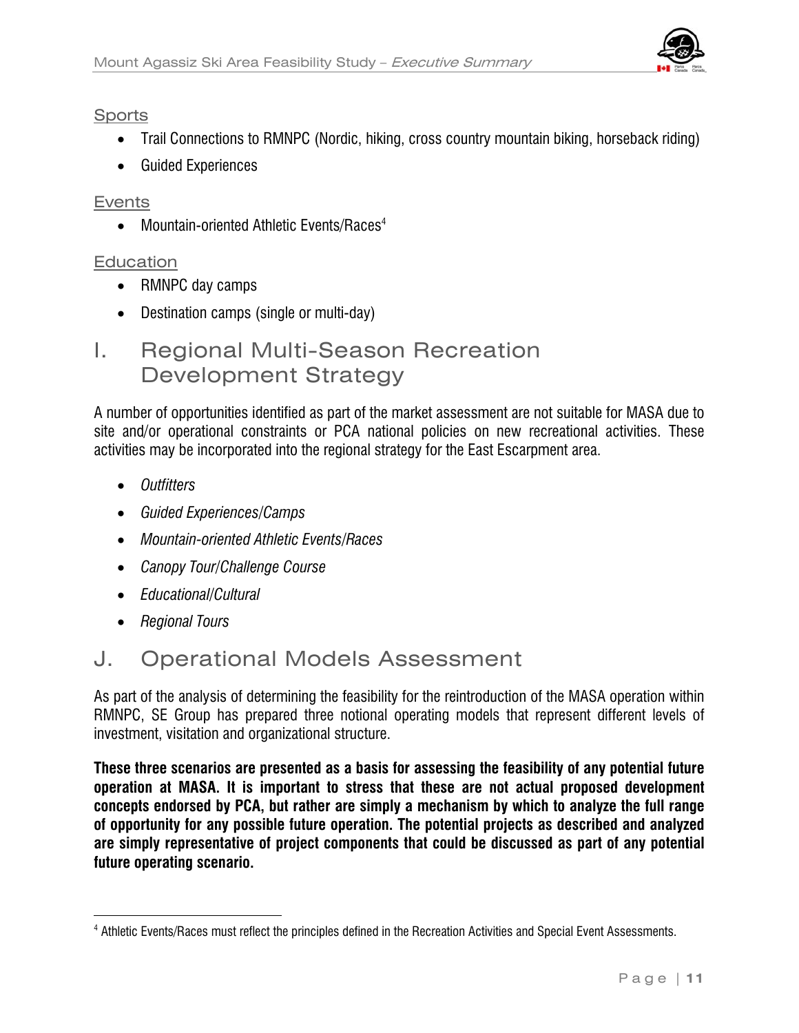### Sports

- Trail Connections to RMNPC (Nordic, hiking, cross country mountain biking, horseback riding)
- Guided Experiences

### Events

- Mountain-oriented Athletic Events/Races[4]

### Education

- RMNPC day camps
- Destination camps (single or multi-day)

## I. Regional Multi-Season Recreation Development Strategy

A number of opportunities identified as part of the market assessment are not suitable for MASA due to site and/or operational constraints or PCA national policies on new recreational activities. These activities may be incorporated into the regional strategy for the East Escarpment area.

- *Outfitters*
- *Guided Experiences/Camps*
- *Mountain-oriented Athletic Events/Races*
- *Canopy Tour/Challenge Course*
- *Educational/Cultural*
- *Regional Tours*

## J. Operational Models Assessment

As part of the analysis of determining the feasibility for the reintroduction of the MASA operation within RMNPC, SE Group has prepared three notional operating models that represent different levels of investment, visitation and organizational structure.

**These three scenarios are presented as a basis for assessing the feasibility of any potential future operation at MASA. It is important to stress that these are not actual proposed development concepts endorsed by PCA, but rather are simply a mechanism by which to analyze the full range of opportunity for any possible future operation. The potential projects as described and analyzed are simply representative of project components that could be discussed as part of any potential future operating scenario.**

[4] Athletic Events/Races must reflect the principles defined in the Recreation Activities and Special Event Assessments.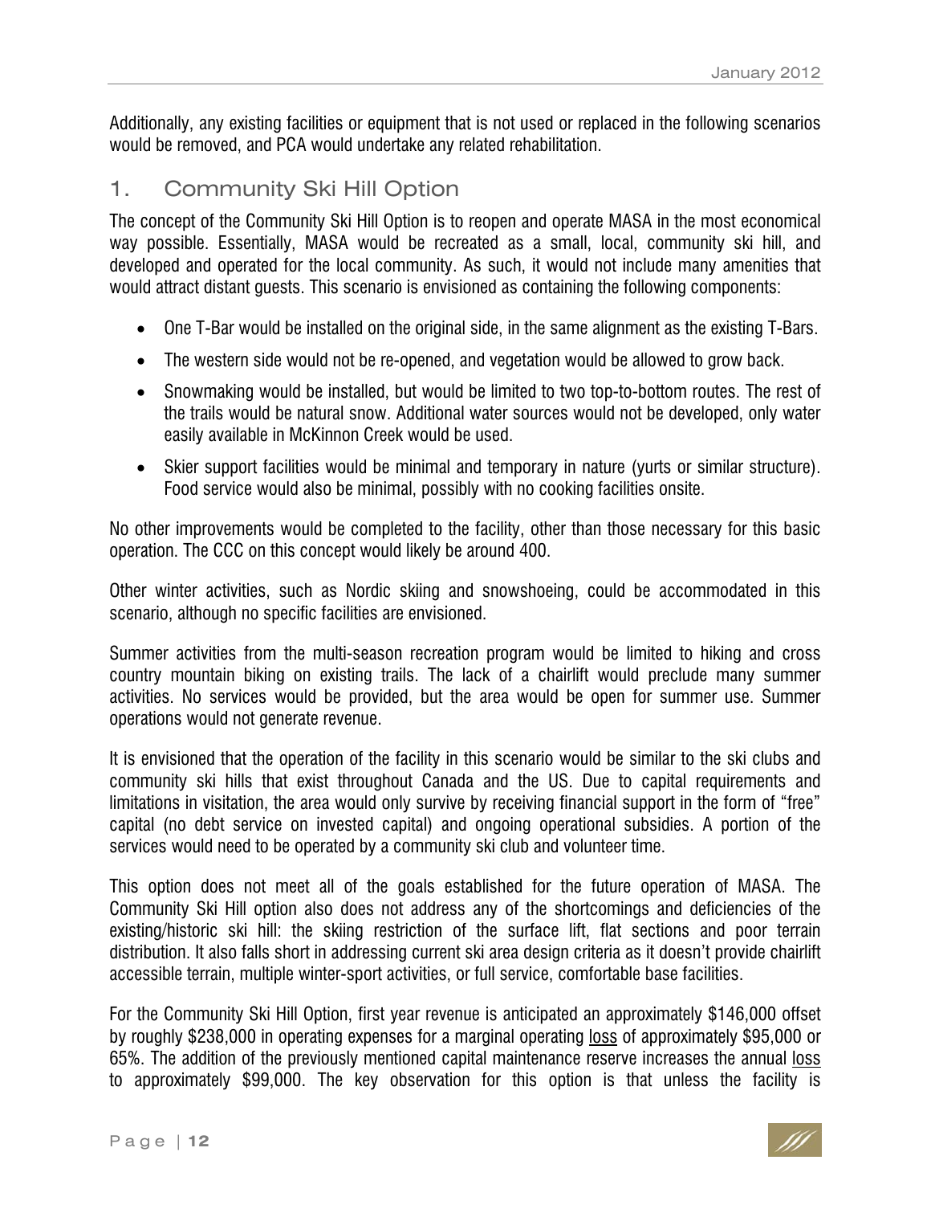Additionally, any existing facilities or equipment that is not used or replaced in the following scenarios would be removed, and PCA would undertake any related rehabilitation.

## 1. Community Ski Hill Option

The concept of the Community Ski Hill Option is to reopen and operate MASA in the most economical way possible. Essentially, MASA would be recreated as a small, local, community ski hill, and developed and operated for the local community. As such, it would not include many amenities that would attract distant guests. This scenario is envisioned as containing the following components:

- One T-Bar would be installed on the original side, in the same alignment as the existing T-Bars.
- The western side would not be re-opened, and vegetation would be allowed to grow back.
- Snowmaking would be installed, but would be limited to two top-to-bottom routes. The rest of the trails would be natural snow. Additional water sources would not be developed, only water easily available in McKinnon Creek would be used.
- Skier support facilities would be minimal and temporary in nature (yurts or similar structure). Food service would also be minimal, possibly with no cooking facilities onsite.

No other improvements would be completed to the facility, other than those necessary for this basic operation. The CCC on this concept would likely be around 400.

Other winter activities, such as Nordic skiing and snowshoeing, could be accommodated in this scenario, although no specific facilities are envisioned.

Summer activities from the multi-season recreation program would be limited to hiking and cross country mountain biking on existing trails. The lack of a chairlift would preclude many summer activities. No services would be provided, but the area would be open for summer use. Summer operations would not generate revenue.

It is envisioned that the operation of the facility in this scenario would be similar to the ski clubs and community ski hills that exist throughout Canada and the US. Due to capital requirements and limitations in visitation, the area would only survive by receiving financial support in the form of "free" capital (no debt service on invested capital) and ongoing operational subsidies. A portion of the services would need to be operated by a community ski club and volunteer time.

This option does not meet all of the goals established for the future operation of MASA. The Community Ski Hill option also does not address any of the shortcomings and deficiencies of the existing/historic ski hill: the skiing restriction of the surface lift, flat sections and poor terrain distribution. It also falls short in addressing current ski area design criteria as it doesn't provide chairlift accessible terrain, multiple winter-sport activities, or full service, comfortable base facilities.

For the Community Ski Hill Option, first year revenue is anticipated an approximately $146,000 offset by roughly $238,000 in operating expenses for a marginal operating loss of approximately $95,000 or 65%. The addition of the previously mentioned capital maintenance reserve increases the annual loss to approximately $99,000. The key observation for this option is that unless the facility is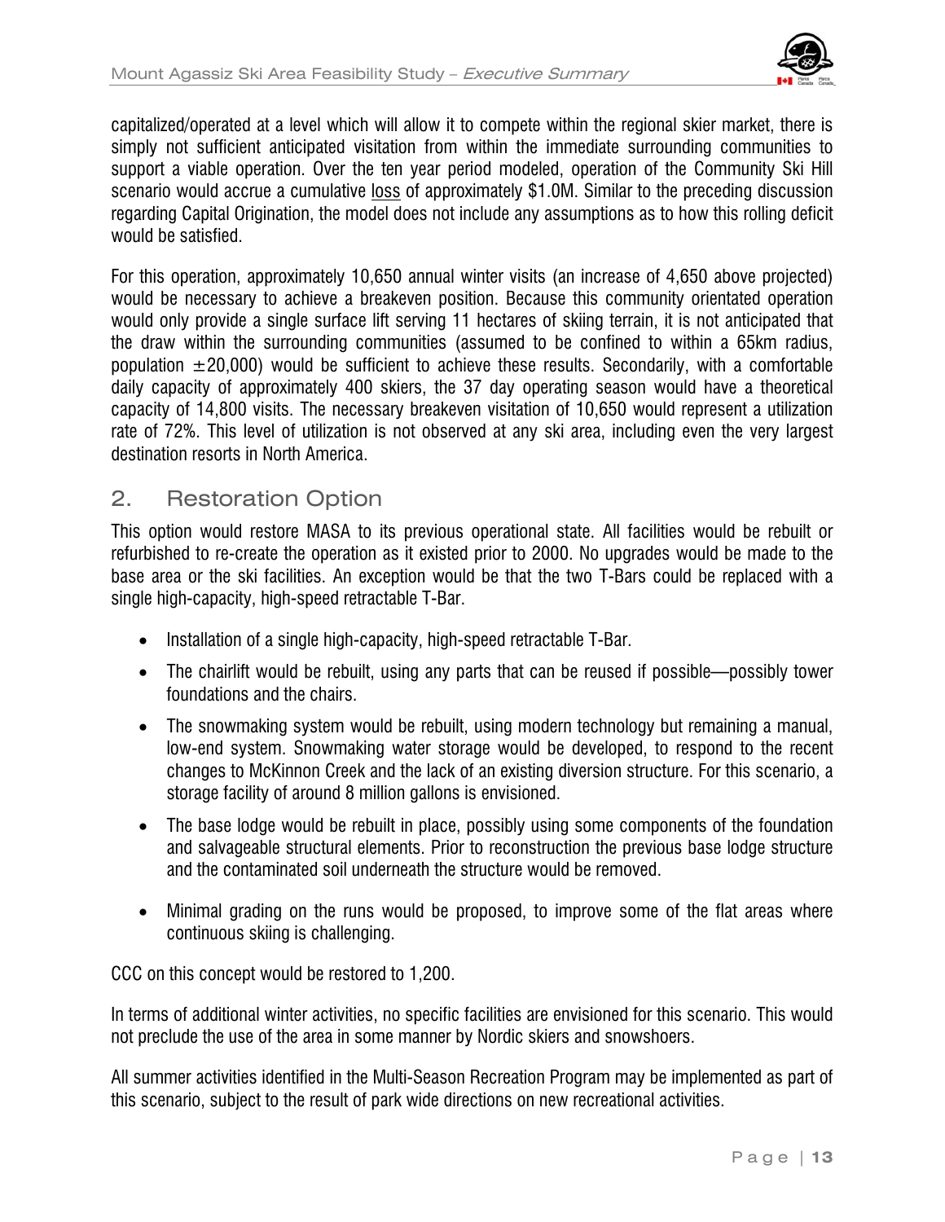capitalized/operated at a level which will allow it to compete within the regional skier market, there is simply not sufficient anticipated visitation from within the immediate surrounding communities to support a viable operation. Over the ten year period modeled, operation of the Community Ski Hill scenario would accrue a cumulative <u>loss</u> of approximately $1.0M. Similar to the preceding discussion regarding Capital Origination, the model does not include any assumptions as to how this rolling deficit would be satisfied.

For this operation, approximately 10,650 annual winter visits (an increase of 4,650 above projected) would be necessary to achieve a breakeven position. Because this community orientated operation would only provide a single surface lift serving 11 hectares of skiing terrain, it is not anticipated that the draw within the surrounding communities (assumed to be confined to within a 65km radius, population ±20,000) would be sufficient to achieve these results. Secondarily, with a comfortable daily capacity of approximately 400 skiers, the 37 day operating season would have a theoretical capacity of 14,800 visits. The necessary breakeven visitation of 10,650 would represent a utilization rate of 72%. This level of utilization is not observed at any ski area, including even the very largest destination resorts in North America.

## 2. Restoration Option

This option would restore MASA to its previous operational state. All facilities would be rebuilt or refurbished to re-create the operation as it existed prior to 2000. No upgrades would be made to the base area or the ski facilities. An exception would be that the two T-Bars could be replaced with a single high-capacity, high-speed retractable T-Bar.

- Installation of a single high-capacity, high-speed retractable T-Bar.
- The chairlift would be rebuilt, using any parts that can be reused if possible—possibly tower foundations and the chairs.
- The snowmaking system would be rebuilt, using modern technology but remaining a manual, low-end system. Snowmaking water storage would be developed, to respond to the recent changes to McKinnon Creek and the lack of an existing diversion structure. For this scenario, a storage facility of around 8 million gallons is envisioned.
- The base lodge would be rebuilt in place, possibly using some components of the foundation and salvageable structural elements. Prior to reconstruction the previous base lodge structure and the contaminated soil underneath the structure would be removed.
- Minimal grading on the runs would be proposed, to improve some of the flat areas where continuous skiing is challenging.

CCC on this concept would be restored to 1,200.

In terms of additional winter activities, no specific facilities are envisioned for this scenario. This would not preclude the use of the area in some manner by Nordic skiers and snowshoers.

All summer activities identified in the Multi-Season Recreation Program may be implemented as part of this scenario, subject to the result of park wide directions on new recreational activities.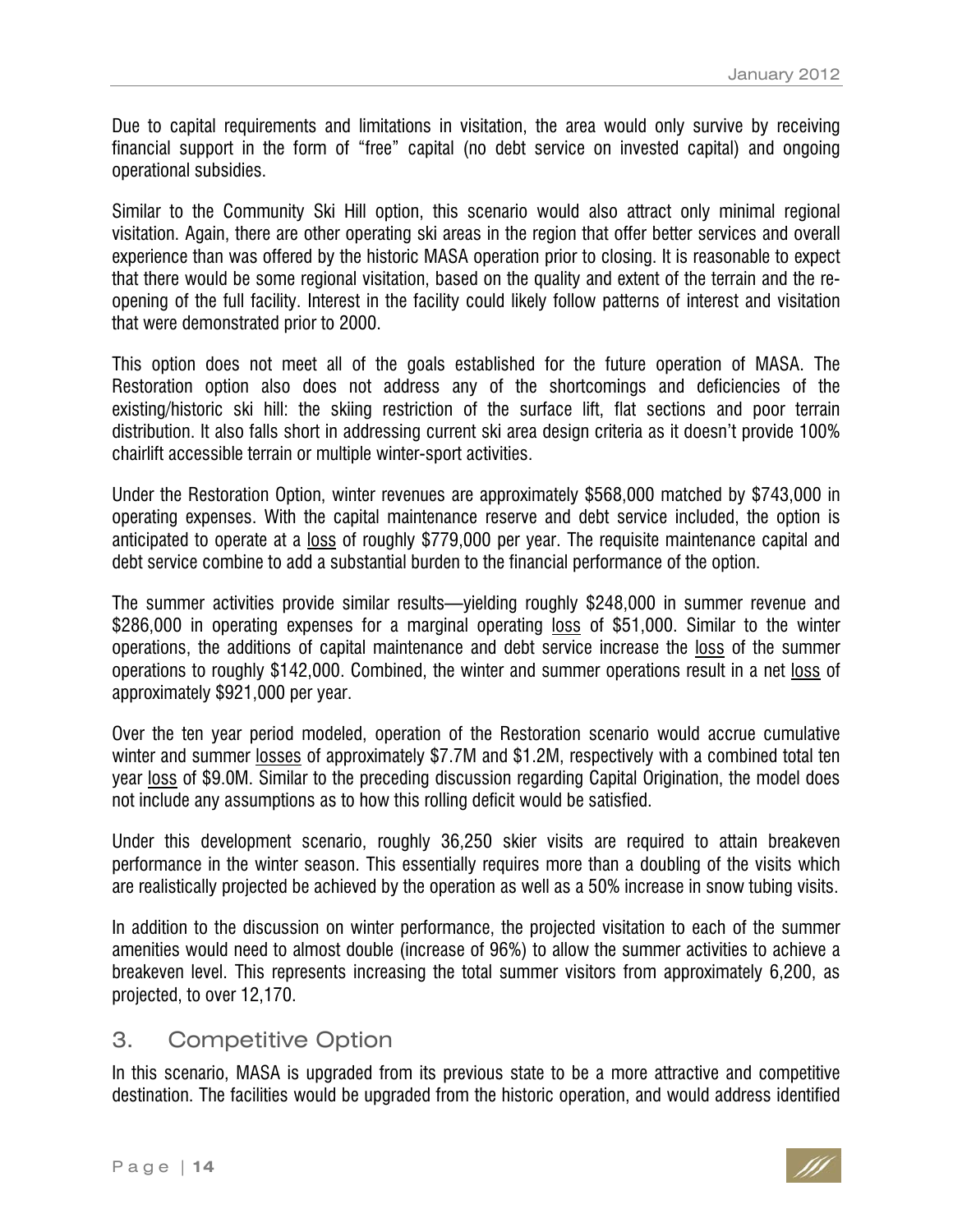Due to capital requirements and limitations in visitation, the area would only survive by receiving financial support in the form of "free" capital (no debt service on invested capital) and ongoing operational subsidies.

Similar to the Community Ski Hill option, this scenario would also attract only minimal regional visitation. Again, there are other operating ski areas in the region that offer better services and overall experience than was offered by the historic MASA operation prior to closing. It is reasonable to expect that there would be some regional visitation, based on the quality and extent of the terrain and the re-opening of the full facility. Interest in the facility could likely follow patterns of interest and visitation that were demonstrated prior to 2000.

This option does not meet all of the goals established for the future operation of MASA. The Restoration option also does not address any of the shortcomings and deficiencies of the existing/historic ski hill: the skiing restriction of the surface lift, flat sections and poor terrain distribution. It also falls short in addressing current ski area design criteria as it doesn't provide 100% chairlift accessible terrain or multiple winter-sport activities.

Under the Restoration Option, winter revenues are approximately $568,000 matched by $743,000 in operating expenses. With the capital maintenance reserve and debt service included, the option is anticipated to operate at a loss of roughly $779,000 per year. The requisite maintenance capital and debt service combine to add a substantial burden to the financial performance of the option.

The summer activities provide similar results—yielding roughly $248,000 in summer revenue and $286,000 in operating expenses for a marginal operating loss of $51,000. Similar to the winter operations, the additions of capital maintenance and debt service increase the loss of the summer operations to roughly $142,000. Combined, the winter and summer operations result in a net loss of approximately $921,000 per year.

Over the ten year period modeled, operation of the Restoration scenario would accrue cumulative winter and summer losses of approximately $7.7M and $1.2M, respectively with a combined total ten year loss of $9.0M. Similar to the preceding discussion regarding Capital Origination, the model does not include any assumptions as to how this rolling deficit would be satisfied.

Under this development scenario, roughly 36,250 skier visits are required to attain breakeven performance in the winter season. This essentially requires more than a doubling of the visits which are realistically projected be achieved by the operation as well as a 50% increase in snow tubing visits.

In addition to the discussion on winter performance, the projected visitation to each of the summer amenities would need to almost double (increase of 96%) to allow the summer activities to achieve a breakeven level. This represents increasing the total summer visitors from approximately 6,200, as projected, to over 12,170.

## 3. Competitive Option

In this scenario, MASA is upgraded from its previous state to be a more attractive and competitive destination. The facilities would be upgraded from the historic operation, and would address identified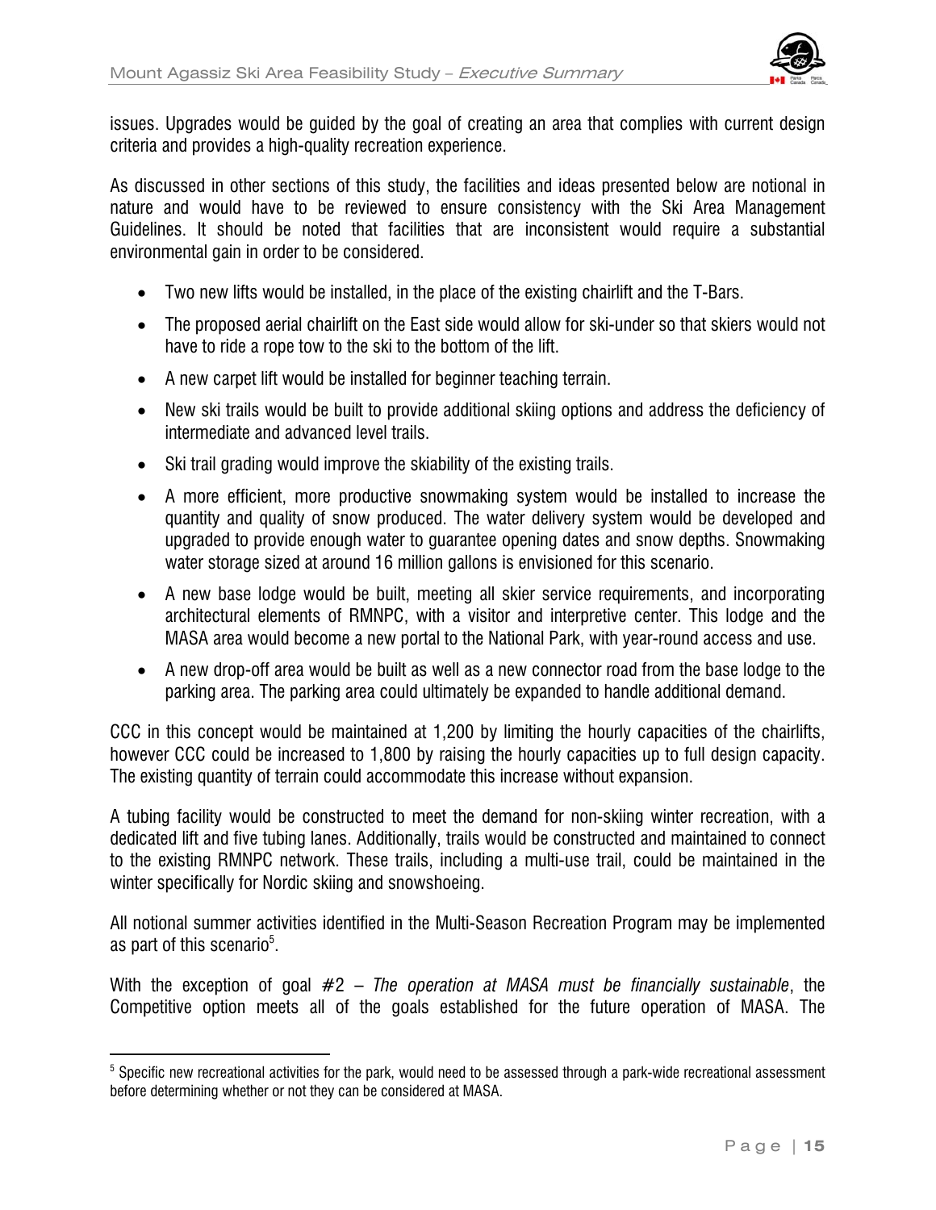issues. Upgrades would be guided by the goal of creating an area that complies with current design criteria and provides a high-quality recreation experience.

As discussed in other sections of this study, the facilities and ideas presented below are notional in nature and would have to be reviewed to ensure consistency with the Ski Area Management Guidelines. It should be noted that facilities that are inconsistent would require a substantial environmental gain in order to be considered.

- Two new lifts would be installed, in the place of the existing chairlift and the T-Bars.
- The proposed aerial chairlift on the East side would allow for ski-under so that skiers would not have to ride a rope tow to the ski to the bottom of the lift.
- A new carpet lift would be installed for beginner teaching terrain.
- New ski trails would be built to provide additional skiing options and address the deficiency of intermediate and advanced level trails.
- Ski trail grading would improve the skiability of the existing trails.
- A more efficient, more productive snowmaking system would be installed to increase the quantity and quality of snow produced. The water delivery system would be developed and upgraded to provide enough water to guarantee opening dates and snow depths. Snowmaking water storage sized at around 16 million gallons is envisioned for this scenario.
- A new base lodge would be built, meeting all skier service requirements, and incorporating architectural elements of RMNPC, with a visitor and interpretive center. This lodge and the MASA area would become a new portal to the National Park, with year-round access and use.
- A new drop-off area would be built as well as a new connector road from the base lodge to the parking area. The parking area could ultimately be expanded to handle additional demand.

CCC in this concept would be maintained at 1,200 by limiting the hourly capacities of the chairlifts, however CCC could be increased to 1,800 by raising the hourly capacities up to full design capacity. The existing quantity of terrain could accommodate this increase without expansion.

A tubing facility would be constructed to meet the demand for non-skiing winter recreation, with a dedicated lift and five tubing lanes. Additionally, trails would be constructed and maintained to connect to the existing RMNPC network. These trails, including a multi-use trail, could be maintained in the winter specifically for Nordic skiing and snowshoeing.

All notional summer activities identified in the Multi-Season Recreation Program may be implemented as part of this scenario[5].

With the exception of goal #2 – *The operation at MASA must be financially sustainable*, the Competitive option meets all of the goals established for the future operation of MASA. The

---

[5] Specific new recreational activities for the park, would need to be assessed through a park-wide recreational assessment before determining whether or not they can be considered at MASA.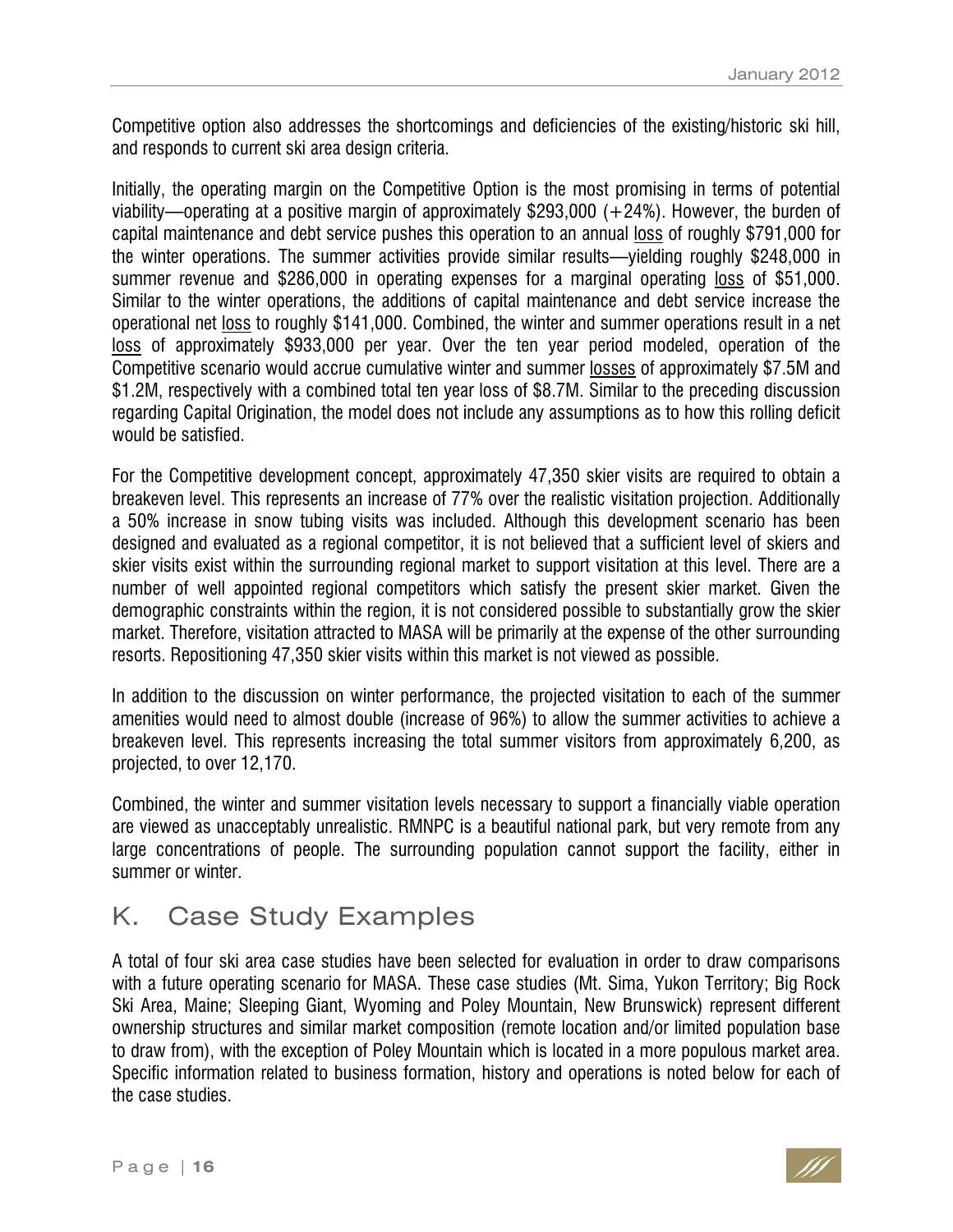Competitive option also addresses the shortcomings and deficiencies of the existing/historic ski hill, and responds to current ski area design criteria.

Initially, the operating margin on the Competitive Option is the most promising in terms of potential viability—operating at a positive margin of approximately $293,000 (+24%). However, the burden of capital maintenance and debt service pushes this operation to an annual loss of roughly $791,000 for the winter operations. The summer activities provide similar results—yielding roughly $248,000 in summer revenue and $286,000 in operating expenses for a marginal operating loss of $51,000. Similar to the winter operations, the additions of capital maintenance and debt service increase the operational net loss to roughly $141,000. Combined, the winter and summer operations result in a net loss of approximately $933,000 per year. Over the ten year period modeled, operation of the Competitive scenario would accrue cumulative winter and summer losses of approximately $7.5M and $1.2M, respectively with a combined total ten year loss of $8.7M. Similar to the preceding discussion regarding Capital Origination, the model does not include any assumptions as to how this rolling deficit would be satisfied.

For the Competitive development concept, approximately 47,350 skier visits are required to obtain a breakeven level. This represents an increase of 77% over the realistic visitation projection. Additionally a 50% increase in snow tubing visits was included. Although this development scenario has been designed and evaluated as a regional competitor, it is not believed that a sufficient level of skiers and skier visits exist within the surrounding regional market to support visitation at this level. There are a number of well appointed regional competitors which satisfy the present skier market. Given the demographic constraints within the region, it is not considered possible to substantially grow the skier market. Therefore, visitation attracted to MASA will be primarily at the expense of the other surrounding resorts. Repositioning 47,350 skier visits within this market is not viewed as possible.

In addition to the discussion on winter performance, the projected visitation to each of the summer amenities would need to almost double (increase of 96%) to allow the summer activities to achieve a breakeven level. This represents increasing the total summer visitors from approximately 6,200, as projected, to over 12,170.

Combined, the winter and summer visitation levels necessary to support a financially viable operation are viewed as unacceptably unrealistic. RMNPC is a beautiful national park, but very remote from any large concentrations of people. The surrounding population cannot support the facility, either in summer or winter.

## K. Case Study Examples

A total of four ski area case studies have been selected for evaluation in order to draw comparisons with a future operating scenario for MASA. These case studies (Mt. Sima, Yukon Territory; Big Rock Ski Area, Maine; Sleeping Giant, Wyoming and Poley Mountain, New Brunswick) represent different ownership structures and similar market composition (remote location and/or limited population base to draw from), with the exception of Poley Mountain which is located in a more populous market area. Specific information related to business formation, history and operations is noted below for each of the case studies.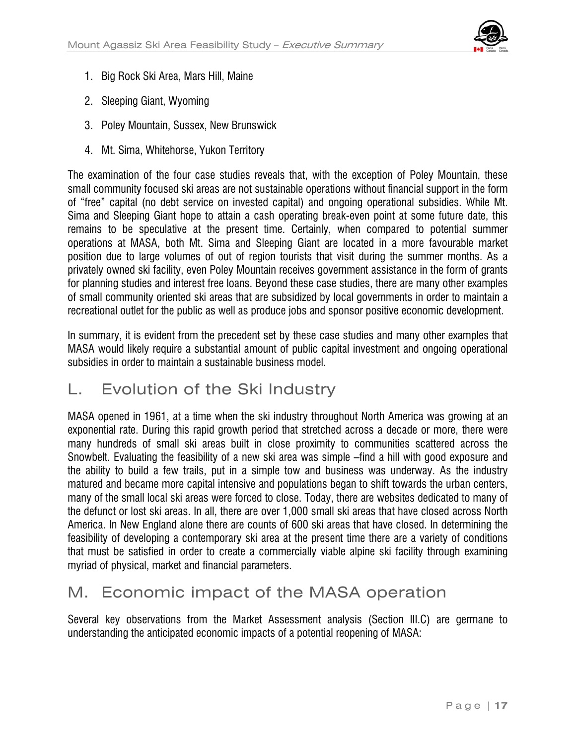1. Big Rock Ski Area, Mars Hill, Maine
2. Sleeping Giant, Wyoming
3. Poley Mountain, Sussex, New Brunswick
4. Mt. Sima, Whitehorse, Yukon Territory

The examination of the four case studies reveals that, with the exception of Poley Mountain, these small community focused ski areas are not sustainable operations without financial support in the form of "free" capital (no debt service on invested capital) and ongoing operational subsidies. While Mt. Sima and Sleeping Giant hope to attain a cash operating break-even point at some future date, this remains to be speculative at the present time. Certainly, when compared to potential summer operations at MASA, both Mt. Sima and Sleeping Giant are located in a more favourable market position due to large volumes of out of region tourists that visit during the summer months. As a privately owned ski facility, even Poley Mountain receives government assistance in the form of grants for planning studies and interest free loans. Beyond these case studies, there are many other examples of small community oriented ski areas that are subsidized by local governments in order to maintain a recreational outlet for the public as well as produce jobs and sponsor positive economic development.

In summary, it is evident from the precedent set by these case studies and many other examples that MASA would likely require a substantial amount of public capital investment and ongoing operational subsidies in order to maintain a sustainable business model.

## L. Evolution of the Ski Industry

MASA opened in 1961, at a time when the ski industry throughout North America was growing at an exponential rate. During this rapid growth period that stretched across a decade or more, there were many hundreds of small ski areas built in close proximity to communities scattered across the Snowbelt. Evaluating the feasibility of a new ski area was simple –find a hill with good exposure and the ability to build a few trails, put in a simple tow and business was underway. As the industry matured and became more capital intensive and populations began to shift towards the urban centers, many of the small local ski areas were forced to close. Today, there are websites dedicated to many of the defunct or lost ski areas. In all, there are over 1,000 small ski areas that have closed across North America. In New England alone there are counts of 600 ski areas that have closed. In determining the feasibility of developing a contemporary ski area at the present time there are a variety of conditions that must be satisfied in order to create a commercially viable alpine ski facility through examining myriad of physical, market and financial parameters.

## M. Economic impact of the MASA operation

Several key observations from the Market Assessment analysis (Section III.C) are germane to understanding the anticipated economic impacts of a potential reopening of MASA: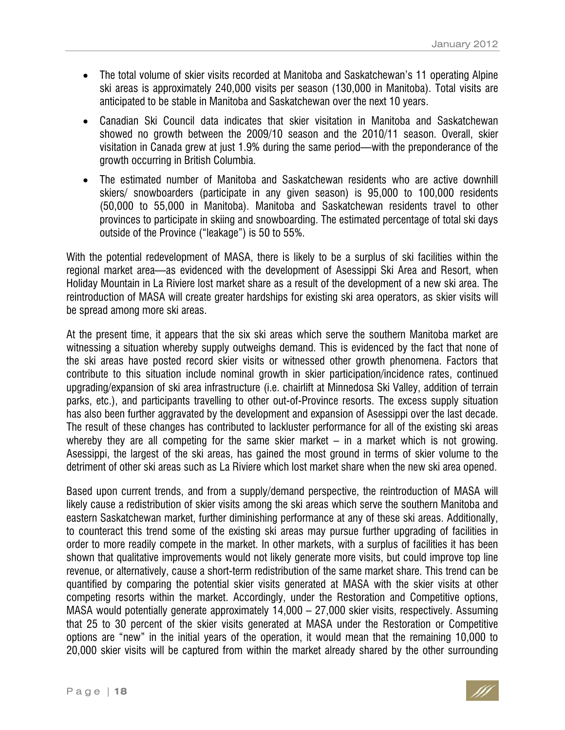- The total volume of skier visits recorded at Manitoba and Saskatchewan's 11 operating Alpine ski areas is approximately 240,000 visits per season (130,000 in Manitoba). Total visits are anticipated to be stable in Manitoba and Saskatchewan over the next 10 years.
- Canadian Ski Council data indicates that skier visitation in Manitoba and Saskatchewan showed no growth between the 2009/10 season and the 2010/11 season. Overall, skier visitation in Canada grew at just 1.9% during the same period—with the preponderance of the growth occurring in British Columbia.
- The estimated number of Manitoba and Saskatchewan residents who are active downhill skiers/ snowboarders (participate in any given season) is 95,000 to 100,000 residents (50,000 to 55,000 in Manitoba). Manitoba and Saskatchewan residents travel to other provinces to participate in skiing and snowboarding. The estimated percentage of total ski days outside of the Province ("leakage") is 50 to 55%.

With the potential redevelopment of MASA, there is likely to be a surplus of ski facilities within the regional market area—as evidenced with the development of Asessippi Ski Area and Resort, when Holiday Mountain in La Riviere lost market share as a result of the development of a new ski area. The reintroduction of MASA will create greater hardships for existing ski area operators, as skier visits will be spread among more ski areas.

At the present time, it appears that the six ski areas which serve the southern Manitoba market are witnessing a situation whereby supply outweighs demand. This is evidenced by the fact that none of the ski areas have posted record skier visits or witnessed other growth phenomena. Factors that contribute to this situation include nominal growth in skier participation/incidence rates, continued upgrading/expansion of ski area infrastructure (i.e. chairlift at Minnedosa Ski Valley, addition of terrain parks, etc.), and participants travelling to other out-of-Province resorts. The excess supply situation has also been further aggravated by the development and expansion of Asessippi over the last decade. The result of these changes has contributed to lackluster performance for all of the existing ski areas whereby they are all competing for the same skier market – in a market which is not growing. Asessippi, the largest of the ski areas, has gained the most ground in terms of skier volume to the detriment of other ski areas such as La Riviere which lost market share when the new ski area opened.

Based upon current trends, and from a supply/demand perspective, the reintroduction of MASA will likely cause a redistribution of skier visits among the ski areas which serve the southern Manitoba and eastern Saskatchewan market, further diminishing performance at any of these ski areas. Additionally, to counteract this trend some of the existing ski areas may pursue further upgrading of facilities in order to more readily compete in the market. In other markets, with a surplus of facilities it has been shown that qualitative improvements would not likely generate more visits, but could improve top line revenue, or alternatively, cause a short-term redistribution of the same market share. This trend can be quantified by comparing the potential skier visits generated at MASA with the skier visits at other competing resorts within the market. Accordingly, under the Restoration and Competitive options, MASA would potentially generate approximately 14,000 – 27,000 skier visits, respectively. Assuming that 25 to 30 percent of the skier visits generated at MASA under the Restoration or Competitive options are "new" in the initial years of the operation, it would mean that the remaining 10,000 to 20,000 skier visits will be captured from within the market already shared by the other surrounding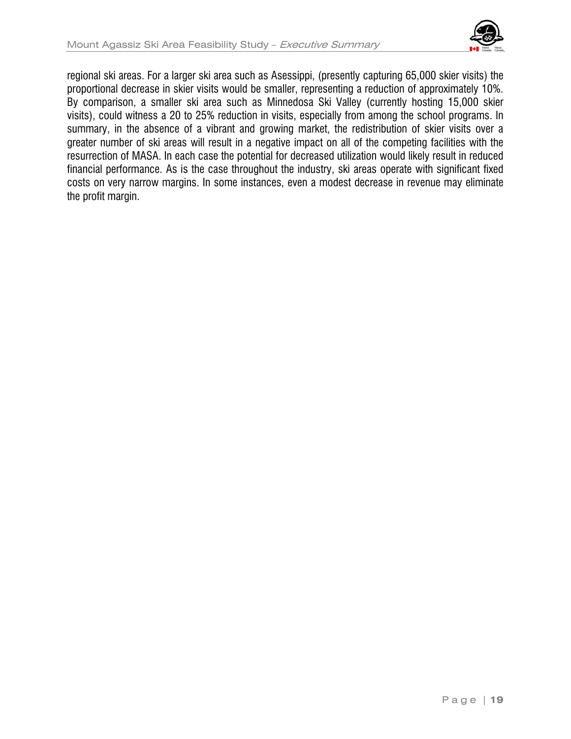regional ski areas. For a larger ski area such as Asessippi, (presently capturing 65,000 skier visits) the proportional decrease in skier visits would be smaller, representing a reduction of approximately 10%. By comparison, a smaller ski area such as Minnedosa Ski Valley (currently hosting 15,000 skier visits), could witness a 20 to 25% reduction in visits, especially from among the school programs. In summary, in the absence of a vibrant and growing market, the redistribution of skier visits over a greater number of ski areas will result in a negative impact on all of the competing facilities with the resurrection of MASA. In each case the potential for decreased utilization would likely result in reduced financial performance. As is the case throughout the industry, ski areas operate with significant fixed costs on very narrow margins. In some instances, even a modest decrease in revenue may eliminate the profit margin.